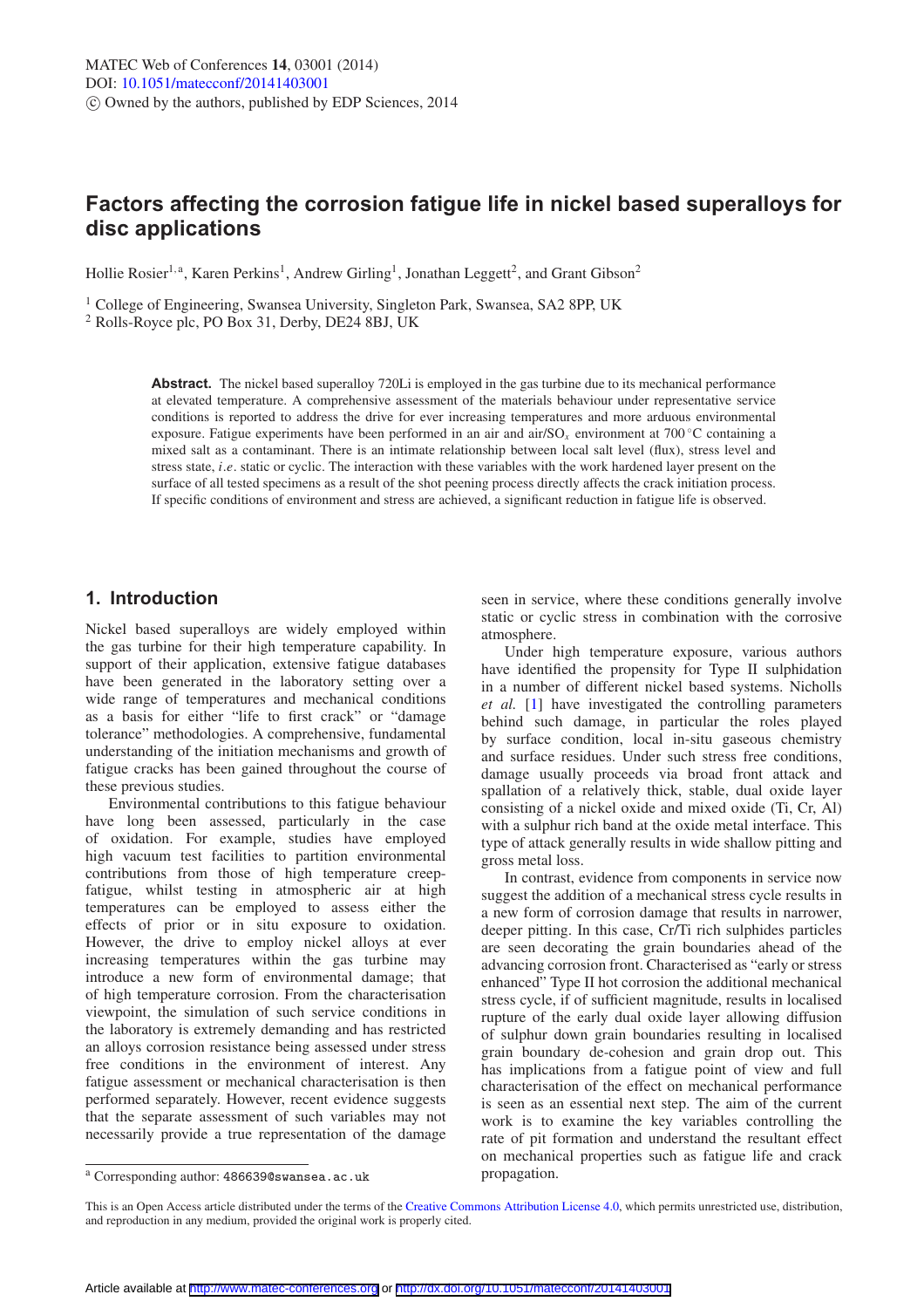MATEC Web of Conferences **14**, 03001 (2014)
DOI: 10.1051/matecconf/20141403001
© Owned by the authors, published by EDP Sciences, 2014

# Factors affecting the corrosion fatigue life in nickel based superalloys for disc applications

Hollie Rosier[1,a], Karen Perkins[1], Andrew Girling[1], Jonathan Leggett[2], and Grant Gibson[2]

[1] College of Engineering, Swansea University, Singleton Park, Swansea, SA2 8PP, UK
[2] Rolls-Royce plc, PO Box 31, Derby, DE24 8BJ, UK

**Abstract.** The nickel based superalloy 720Li is employed in the gas turbine due to its mechanical performance at elevated temperature. A comprehensive assessment of the materials behaviour under representative service conditions is reported to address the drive for ever increasing temperatures and more arduous environmental exposure. Fatigue experiments have been performed in an air and air/$SO_x$ environment at 700 °C containing a mixed salt as a contaminant. There is an intimate relationship between local salt level (flux), stress level and stress state, *i.e.* static or cyclic. The interaction with these variables with the work hardened layer present on the surface of all tested specimens as a result of the shot peening process directly affects the crack initiation process. If specific conditions of environment and stress are achieved, a significant reduction in fatigue life is observed.

## 1. Introduction

Nickel based superalloys are widely employed within the gas turbine for their high temperature capability. In support of their application, extensive fatigue databases have been generated in the laboratory setting over a wide range of temperatures and mechanical conditions as a basis for either "life to first crack" or "damage tolerance" methodologies. A comprehensive, fundamental understanding of the initiation mechanisms and growth of fatigue cracks has been gained throughout the course of these previous studies.

Environmental contributions to this fatigue behaviour have long been assessed, particularly in the case of oxidation. For example, studies have employed high vacuum test facilities to partition environmental contributions from those of high temperature creep-fatigue, whilst testing in atmospheric air at high temperatures can be employed to assess either the effects of prior or in situ exposure to oxidation. However, the drive to employ nickel alloys at ever increasing temperatures within the gas turbine may introduce a new form of environmental damage; that of high temperature corrosion. From the characterisation viewpoint, the simulation of such service conditions in the laboratory is extremely demanding and has restricted an alloys corrosion resistance being assessed under stress free conditions in the environment of interest. Any fatigue assessment or mechanical characterisation is then performed separately. However, recent evidence suggests that the separate assessment of such variables may not necessarily provide a true representation of the damage seen in service, where these conditions generally involve static or cyclic stress in combination with the corrosive atmosphere.

Under high temperature exposure, various authors have identified the propensity for Type II sulphidation in a number of different nickel based systems. Nicholls *et al.* [1] have investigated the controlling parameters behind such damage, in particular the roles played by surface condition, local in-situ gaseous chemistry and surface residues. Under such stress free conditions, damage usually proceeds via broad front attack and spallation of a relatively thick, stable, dual oxide layer consisting of a nickel oxide and mixed oxide (Ti, Cr, Al) with a sulphur rich band at the oxide metal interface. This type of attack generally results in wide shallow pitting and gross metal loss.

In contrast, evidence from components in service now suggest the addition of a mechanical stress cycle results in a new form of corrosion damage that results in narrower, deeper pitting. In this case, Cr/Ti rich sulphides particles are seen decorating the grain boundaries ahead of the advancing corrosion front. Characterised as "early or stress enhanced" Type II hot corrosion the additional mechanical stress cycle, if of sufficient magnitude, results in localised rupture of the early dual oxide layer allowing diffusion of sulphur down grain boundaries resulting in localised grain boundary de-cohesion and grain drop out. This has implications from a fatigue point of view and full characterisation of the effect on mechanical performance is seen as an essential next step. The aim of the current work is to examine the key variables controlling the rate of pit formation and understand the resultant effect on mechanical properties such as fatigue life and crack propagation.

[a] Corresponding author: 486639@swansea.ac.uk

This is an Open Access article distributed under the terms of the Creative Commons Attribution License 4.0, which permits unrestricted use, distribution, and reproduction in any medium, provided the original work is properly cited.

Article available at http://www.matec-conferences.org or http://dx.doi.org/10.1051/matecconf/20141403001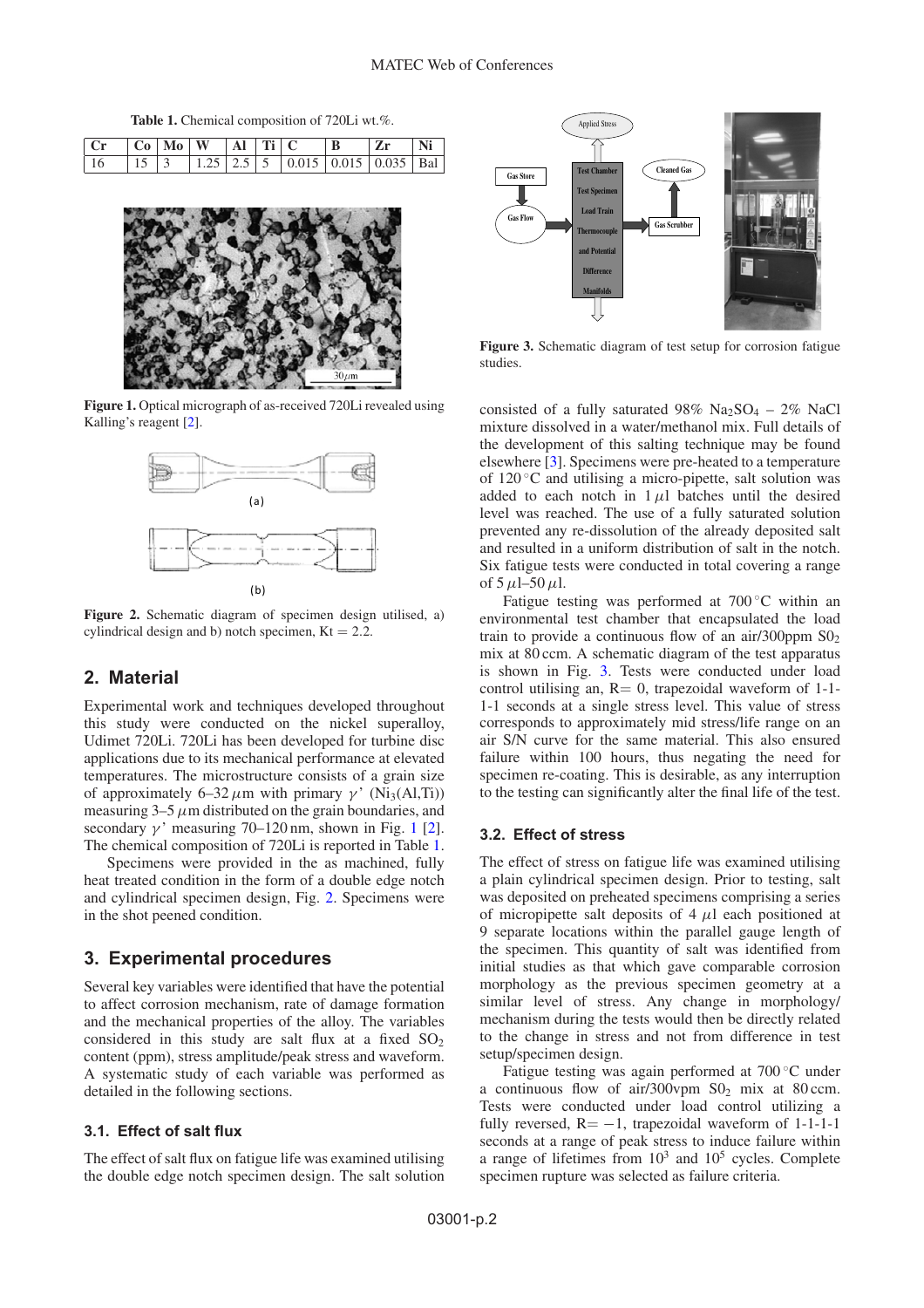**Table 1.** Chemical composition of 720Li wt.%.

| Cr | Co | Mo | W | Al | Ti | C | B | Zr | Ni |
|---|---|---|---|---|---|---|---|---|---|
| 16 | 15 | 3 | 1.25 | 2.5 | 5 | 0.015 | 0.015 | 0.035 | Bal |

**Figure 1.** Optical micrograph of as-received 720Li revealed using Kalling's reagent [2].

**Figure 2.** Schematic diagram of specimen design utilised, a) cylindrical design and b) notch specimen, Kt = 2.2.

## 2. Material

Experimental work and techniques developed throughout this study were conducted on the nickel superalloy, Udimet 720Li. 720Li has been developed for turbine disc applications due to its mechanical performance at elevated temperatures. The microstructure consists of a grain size of approximately 6–32 $\mu$m with primary $\gamma$' ($Ni_3(Al,Ti)$) measuring 3–5 $\mu$m distributed on the grain boundaries, and secondary $\gamma$' measuring 70–120 nm, shown in Fig. 1 [2]. The chemical composition of 720Li is reported in Table 1.

Specimens were provided in the as machined, fully heat treated condition in the form of a double edge notch and cylindrical specimen design, Fig. 2. Specimens were in the shot peened condition.

## 3. Experimental procedures

Several key variables were identified that have the potential to affect corrosion mechanism, rate of damage formation and the mechanical properties of the alloy. The variables considered in this study are salt flux at a fixed $SO_2$ content (ppm), stress amplitude/peak stress and waveform. A systematic study of each variable was performed as detailed in the following sections.

### 3.1. Effect of salt flux

The effect of salt flux on fatigue life was examined utilising the double edge notch specimen design. The salt solution consisted of a fully saturated 98% $Na_2SO_4$ – 2% NaCl mixture dissolved in a water/methanol mix. Full details of the development of this salting technique may be found elsewhere [3]. Specimens were pre-heated to a temperature of 120 °C and utilising a micro-pipette, salt solution was added to each notch in 1 $\mu$l batches until the desired level was reached. The use of a fully saturated solution prevented any re-dissolution of the already deposited salt and resulted in a uniform distribution of salt in the notch. Six fatigue tests were conducted in total covering a range of 5 $\mu$l–50 $\mu$l.

Fatigue testing was performed at 700 °C within an environmental test chamber that encapsulated the load train to provide a continuous flow of an air/300ppm $S0_2$ mix at 80 ccm. A schematic diagram of the test apparatus is shown in Fig. 3. Tests were conducted under load control utilising an, R= 0, trapezoidal waveform of 1-1-1-1 seconds at a single stress level. This value of stress corresponds to approximately mid stress/life range on an air S/N curve for the same material. This also ensured failure within 100 hours, thus negating the need for specimen re-coating. This is desirable, as any interruption to the testing can significantly alter the final life of the test.

**Figure 3.** Schematic diagram of test setup for corrosion fatigue studies.

### 3.2. Effect of stress

The effect of stress on fatigue life was examined utilising a plain cylindrical specimen design. Prior to testing, salt was deposited on preheated specimens comprising a series of micropipette salt deposits of 4 $\mu$l each positioned at 9 separate locations within the parallel gauge length of the specimen. This quantity of salt was identified from initial studies as that which gave comparable corrosion morphology as the previous specimen geometry at a similar level of stress. Any change in morphology/mechanism during the tests would then be directly related to the change in stress and not from difference in test setup/specimen design.

Fatigue testing was again performed at 700 °C under a continuous flow of air/300vpm $S0_2$ mix at 80 ccm. Tests were conducted under load control utilizing a fully reversed, R= −1, trapezoidal waveform of 1-1-1-1 seconds at a range of peak stress to induce failure within a range of lifetimes from $10^3$ and $10^5$ cycles. Complete specimen rupture was selected as failure criteria.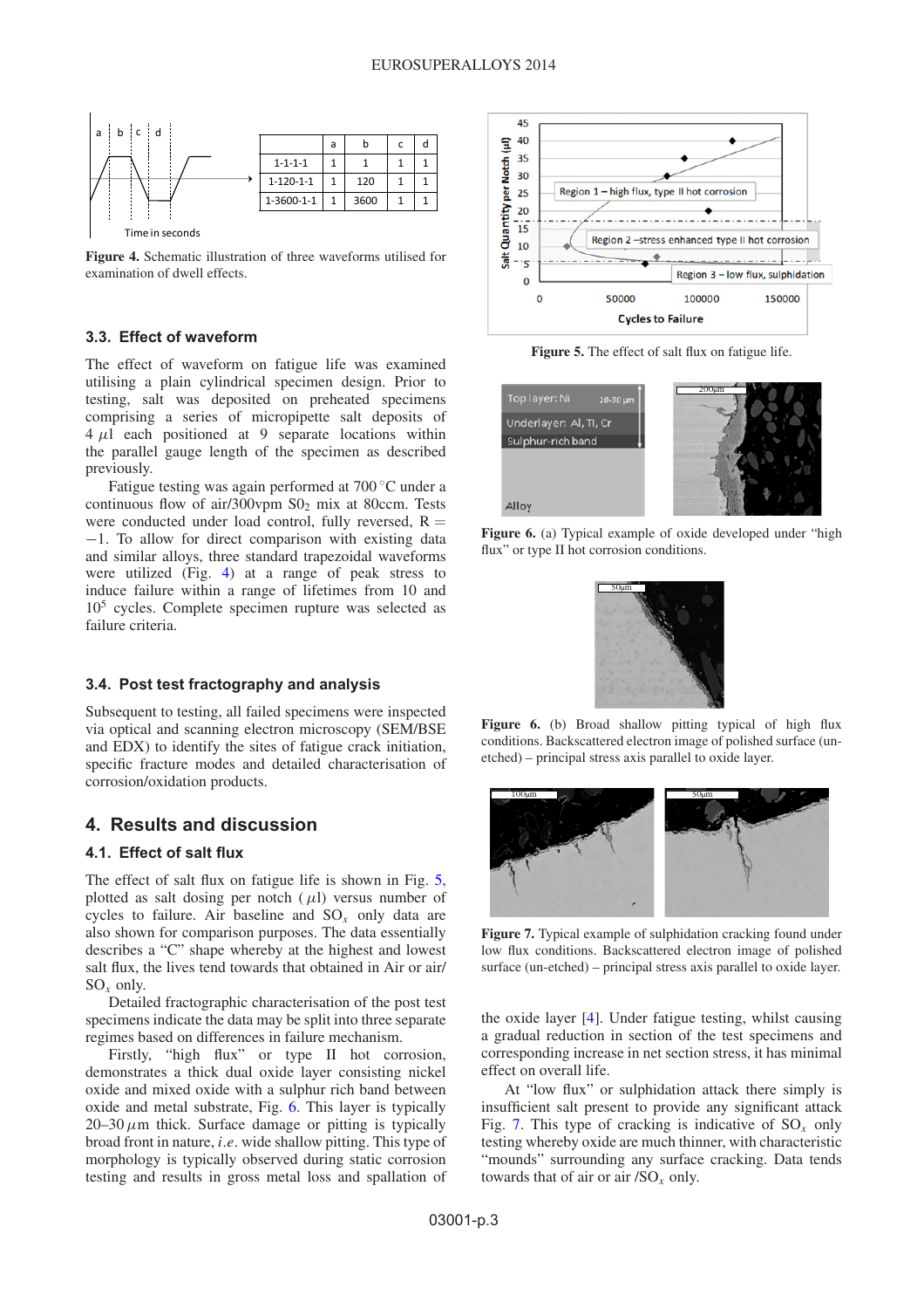| | a | b | c | d |
|---|---|---|---|---|
| 1-1-1-1 | 1 | 1 | 1 | 1 |
| 1-120-1-1 | 1 | 120 | 1 | 1 |
| 1-3600-1-1 | 1 | 3600 | 1 | 1 |

**Figure 4.** Schematic illustration of three waveforms utilised for examination of dwell effects.

### 3.3. Effect of waveform

The effect of waveform on fatigue life was examined utilising a plain cylindrical specimen design. Prior to testing, salt was deposited on preheated specimens comprising a series of micropipette salt deposits of 4 $\mu$l each positioned at 9 separate locations within the parallel gauge length of the specimen as described previously.

Fatigue testing was again performed at 700 °C under a continuous flow of air/300vpm $SO_2$ mix at 80ccm. Tests were conducted under load control, fully reversed, R = −1. To allow for direct comparison with existing data and similar alloys, three standard trapezoidal waveforms were utilized (Fig. 4) at a range of peak stress to induce failure within a range of lifetimes from 10 and $10^5$ cycles. Complete specimen rupture was selected as failure criteria.

### 3.4. Post test fractography and analysis

Subsequent to testing, all failed specimens were inspected via optical and scanning electron microscopy (SEM/BSE and EDX) to identify the sites of fatigue crack initiation, specific fracture modes and detailed characterisation of corrosion/oxidation products.

## 4. Results and discussion

### 4.1. Effect of salt flux

The effect of salt flux on fatigue life is shown in Fig. 5, plotted as salt dosing per notch ($\mu$l) versus number of cycles to failure. Air baseline and $SO_x$ only data are also shown for comparison purposes. The data essentially describes a "C" shape whereby at the highest and lowest salt flux, the lives tend towards that obtained in Air or air/ $SO_x$ only.

Detailed fractographic characterisation of the post test specimens indicate the data may be split into three separate regimes based on differences in failure mechanism.

Firstly, "high flux" or type II hot corrosion, demonstrates a thick dual oxide layer consisting nickel oxide and mixed oxide with a sulphur rich band between oxide and metal substrate, Fig. 6. This layer is typically 20–30 $\mu$m thick. Surface damage or pitting is typically broad front in nature, *i.e*. wide shallow pitting. This type of morphology is typically observed during static corrosion testing and results in gross metal loss and spallation of the oxide layer [4]. Under fatigue testing, whilst causing a gradual reduction in section of the test specimens and corresponding increase in net section stress, it has minimal effect on overall life.

At "low flux" or sulphidation attack there simply is insufficient salt present to provide any significant attack Fig. 7. This type of cracking is indicative of $SO_x$ only testing whereby oxide are much thinner, with characteristic "mounds" surrounding any surface cracking. Data tends towards that of air or air /$SO_x$ only.

**Figure 5.** The effect of salt flux on fatigue life.

**Figure 6.** (a) Typical example of oxide developed under "high flux" or type II hot corrosion conditions.

**Figure 6.** (b) Broad shallow pitting typical of high flux conditions. Backscattered electron image of polished surface (un-etched) – principal stress axis parallel to oxide layer.

**Figure 7.** Typical example of sulphidation cracking found under low flux conditions. Backscattered electron image of polished surface (un-etched) – principal stress axis parallel to oxide layer.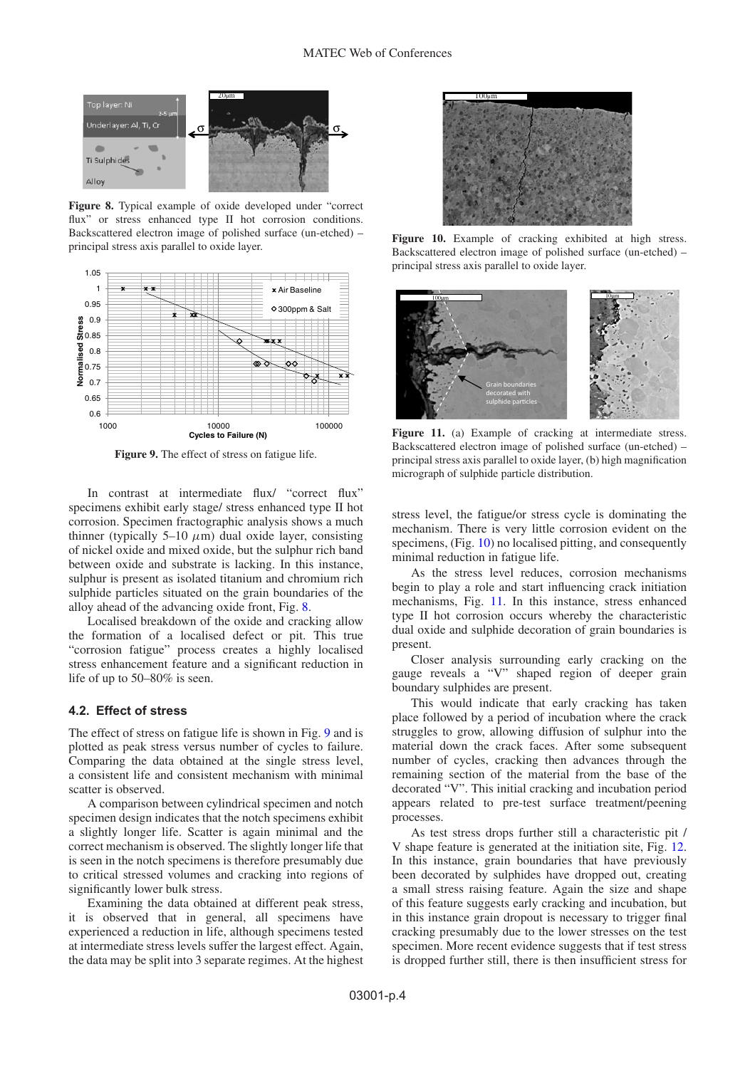**Figure 8.** Typical example of oxide developed under "correct flux" or stress enhanced type II hot corrosion conditions. Backscattered electron image of polished surface (un-etched) – principal stress axis parallel to oxide layer.

**Figure 9.** The effect of stress on fatigue life.

In contrast at intermediate flux/ "correct flux" specimens exhibit early stage/ stress enhanced type II hot corrosion. Specimen fractographic analysis shows a much thinner (typically 5–10 $\mu$m) dual oxide layer, consisting of nickel oxide and mixed oxide, but the sulphur rich band between oxide and substrate is lacking. In this instance, sulphur is present as isolated titanium and chromium rich sulphide particles situated on the grain boundaries of the alloy ahead of the advancing oxide front, Fig. 8.

Localised breakdown of the oxide and cracking allow the formation of a localised defect or pit. This true "corrosion fatigue" process creates a highly localised stress enhancement feature and a significant reduction in life of up to 50–80% is seen.

### 4.2. Effect of stress

The effect of stress on fatigue life is shown in Fig. 9 and is plotted as peak stress versus number of cycles to failure. Comparing the data obtained at the single stress level, a consistent life and consistent mechanism with minimal scatter is observed.

A comparison between cylindrical specimen and notch specimen design indicates that the notch specimens exhibit a slightly longer life. Scatter is again minimal and the correct mechanism is observed. The slightly longer life that is seen in the notch specimens is therefore presumably due to critical stressed volumes and cracking into regions of significantly lower bulk stress.

Examining the data obtained at different peak stress, it is observed that in general, all specimens have experienced a reduction in life, although specimens tested at intermediate stress levels suffer the largest effect. Again, the data may be split into 3 separate regimes. At the highest stress level, the fatigue/or stress cycle is dominating the mechanism. There is very little corrosion evident on the specimens, (Fig. 10) no localised pitting, and consequently minimal reduction in fatigue life.

**Figure 10.** Example of cracking exhibited at high stress. Backscattered electron image of polished surface (un-etched) – principal stress axis parallel to oxide layer.

**Figure 11.** (a) Example of cracking at intermediate stress. Backscattered electron image of polished surface (un-etched) – principal stress axis parallel to oxide layer, (b) high magnification micrograph of sulphide particle distribution.

As the stress level reduces, corrosion mechanisms begin to play a role and start influencing crack initiation mechanisms, Fig. 11. In this instance, stress enhanced type II hot corrosion occurs whereby the characteristic dual oxide and sulphide decoration of grain boundaries is present.

Closer analysis surrounding early cracking on the gauge reveals a "V" shaped region of deeper grain boundary sulphides are present.

This would indicate that early cracking has taken place followed by a period of incubation where the crack struggles to grow, allowing diffusion of sulphur into the material down the crack faces. After some subsequent number of cycles, cracking then advances through the remaining section of the material from the base of the decorated "V". This initial cracking and incubation period appears related to pre-test surface treatment/peening processes.

As test stress drops further still a characteristic pit / V shape feature is generated at the initiation site, Fig. 12. In this instance, grain boundaries that have previously been decorated by sulphides have dropped out, creating a small stress raising feature. Again the size and shape of this feature suggests early cracking and incubation, but in this instance grain dropout is necessary to trigger final cracking presumably due to the lower stresses on the test specimen. More recent evidence suggests that if test stress is dropped further still, there is then insufficient stress for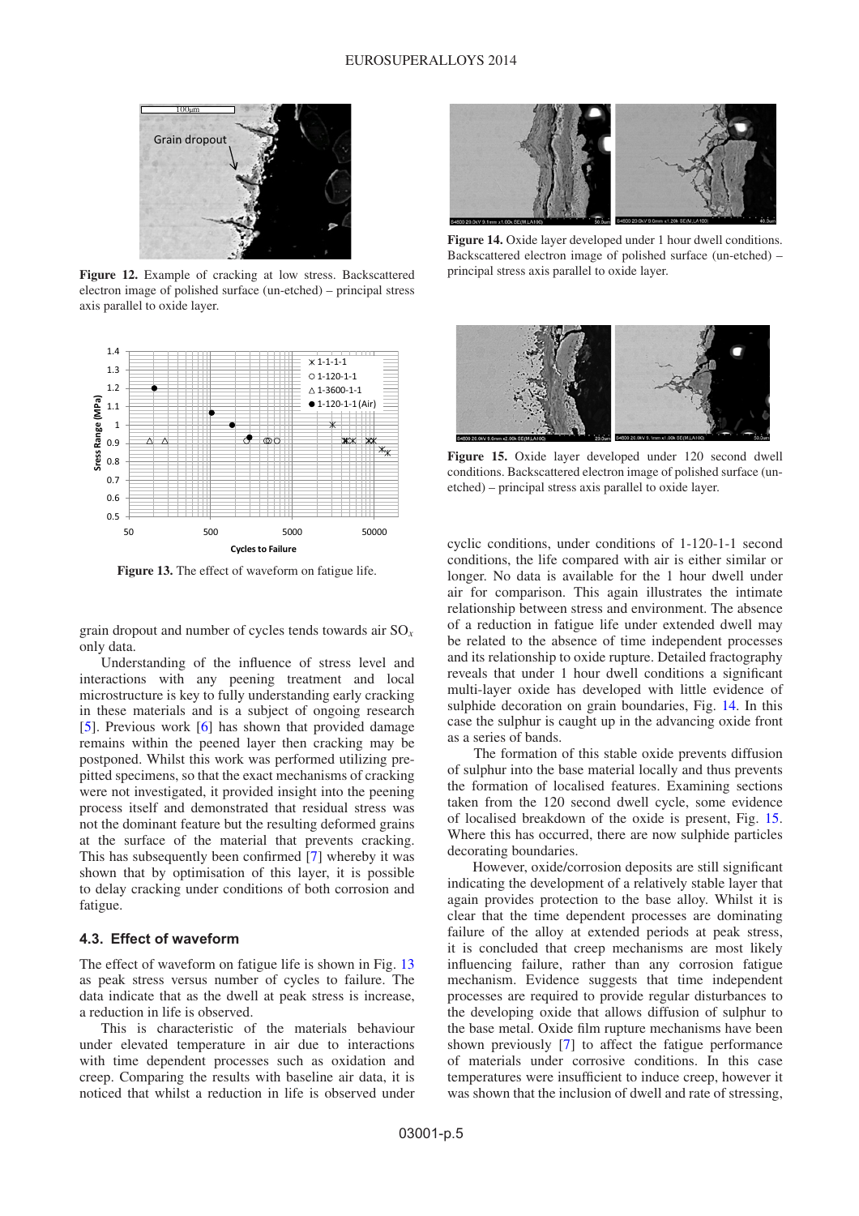Figure 12. Example of cracking at low stress. Backscattered electron image of polished surface (un-etched) – principal stress axis parallel to oxide layer.

Figure 13. The effect of waveform on fatigue life.

grain dropout and number of cycles tends towards air $SO_x$ only data.

Understanding of the influence of stress level and interactions with any peening treatment and local microstructure is key to fully understanding early cracking in these materials and is a subject of ongoing research [5]. Previous work [6] has shown that provided damage remains within the peened layer then cracking may be postponed. Whilst this work was performed utilizing pre-pitted specimens, so that the exact mechanisms of cracking were not investigated, it provided insight into the peening process itself and demonstrated that residual stress was not the dominant feature but the resulting deformed grains at the surface of the material that prevents cracking. This has subsequently been confirmed [7] whereby it was shown that by optimisation of this layer, it is possible to delay cracking under conditions of both corrosion and fatigue.

### 4.3. Effect of waveform

The effect of waveform on fatigue life is shown in Fig. 13 as peak stress versus number of cycles to failure. The data indicate that as the dwell at peak stress is increase, a reduction in life is observed.

This is characteristic of the materials behaviour under elevated temperature in air due to interactions with time dependent processes such as oxidation and creep. Comparing the results with baseline air data, it is noticed that whilst a reduction in life is observed under

Figure 14. Oxide layer developed under 1 hour dwell conditions. Backscattered electron image of polished surface (un-etched) – principal stress axis parallel to oxide layer.

Figure 15. Oxide layer developed under 120 second dwell conditions. Backscattered electron image of polished surface (un-etched) – principal stress axis parallel to oxide layer.

cyclic conditions, under conditions of 1-120-1-1 second conditions, the life compared with air is either similar or longer. No data is available for the 1 hour dwell under air for comparison. This again illustrates the intimate relationship between stress and environment. The absence of a reduction in fatigue life under extended dwell may be related to the absence of time independent processes and its relationship to oxide rupture. Detailed fractography reveals that under 1 hour dwell conditions a significant multi-layer oxide has developed with little evidence of sulphide decoration on grain boundaries, Fig. 14. In this case the sulphur is caught up in the advancing oxide front as a series of bands.

The formation of this stable oxide prevents diffusion of sulphur into the base material locally and thus prevents the formation of localised features. Examining sections taken from the 120 second dwell cycle, some evidence of localised breakdown of the oxide is present, Fig. 15. Where this has occurred, there are now sulphide particles decorating boundaries.

However, oxide/corrosion deposits are still significant indicating the development of a relatively stable layer that again provides protection to the base alloy. Whilst it is clear that the time dependent processes are dominating failure of the alloy at extended periods at peak stress, it is concluded that creep mechanisms are most likely influencing failure, rather than any corrosion fatigue mechanism. Evidence suggests that time independent processes are required to provide regular disturbances to the developing oxide that allows diffusion of sulphur to the base metal. Oxide film rupture mechanisms have been shown previously [7] to affect the fatigue performance of materials under corrosive conditions. In this case temperatures were insufficient to induce creep, however it was shown that the inclusion of dwell and rate of stressing,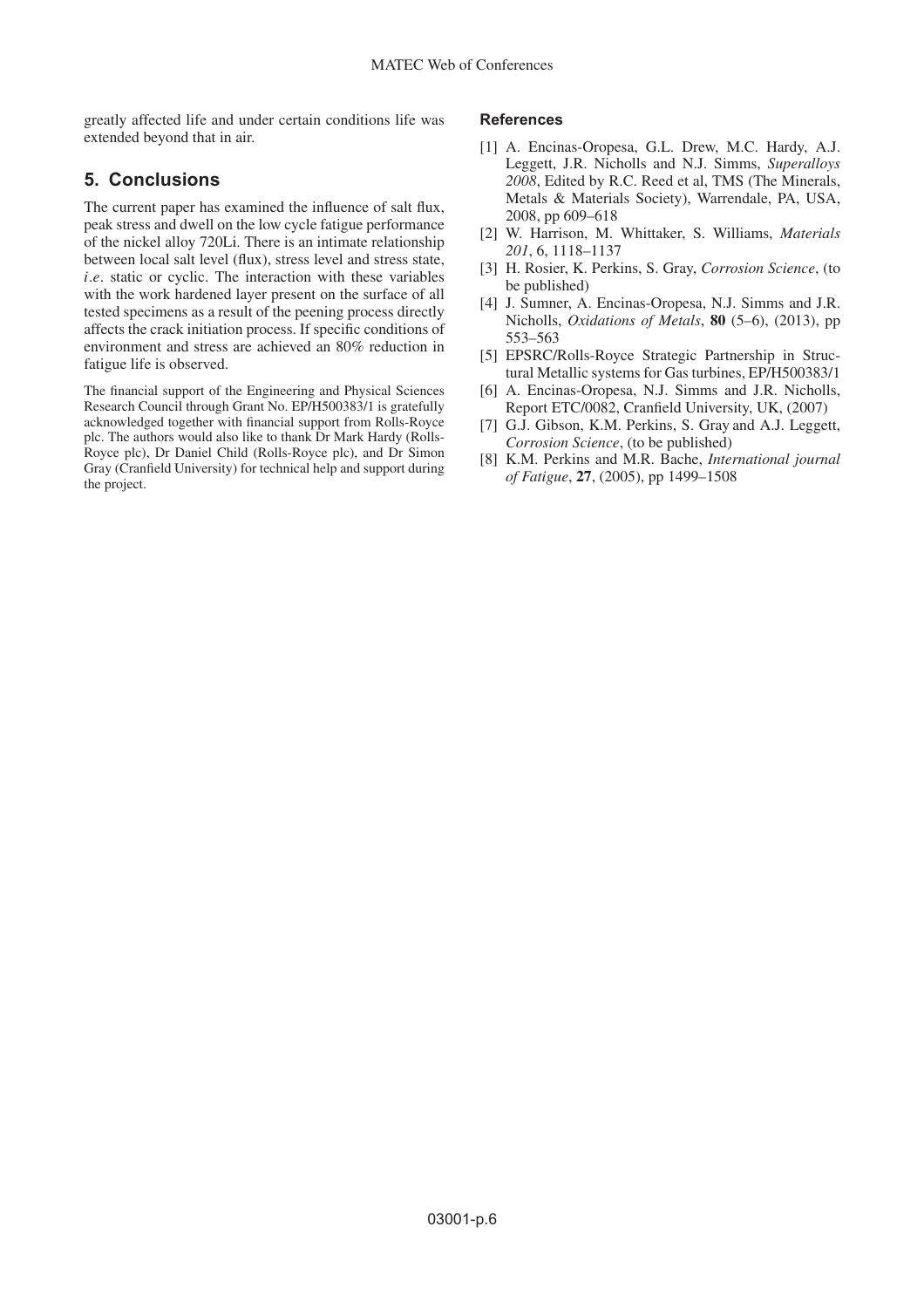greatly affected life and under certain conditions life was extended beyond that in air.

## 5. Conclusions

The current paper has examined the influence of salt flux, peak stress and dwell on the low cycle fatigue performance of the nickel alloy 720Li. There is an intimate relationship between local salt level (flux), stress level and stress state, *i.e*. static or cyclic. The interaction with these variables with the work hardened layer present on the surface of all tested specimens as a result of the peening process directly affects the crack initiation process. If specific conditions of environment and stress are achieved an 80% reduction in fatigue life is observed.

The financial support of the Engineering and Physical Sciences Research Council through Grant No. EP/H500383/1 is gratefully acknowledged together with financial support from Rolls-Royce plc. The authors would also like to thank Dr Mark Hardy (Rolls-Royce plc), Dr Daniel Child (Rolls-Royce plc), and Dr Simon Gray (Cranfield University) for technical help and support during the project.

### References

[1] A. Encinas-Oropesa, G.L. Drew, M.C. Hardy, A.J. Leggett, J.R. Nicholls and N.J. Simms, *Superalloys 2008*, Edited by R.C. Reed et al, TMS (The Minerals, Metals & Materials Society), Warrendale, PA, USA, 2008, pp 609–618

[2] W. Harrison, M. Whittaker, S. Williams, *Materials 201*, 6, 1118–1137

[3] H. Rosier, K. Perkins, S. Gray, *Corrosion Science*, (to be published)

[4] J. Sumner, A. Encinas-Oropesa, N.J. Simms and J.R. Nicholls, *Oxidations of Metals*, **80** (5–6), (2013), pp 553–563

[5] EPSRC/Rolls-Royce Strategic Partnership in Structural Metallic systems for Gas turbines, EP/H500383/1

[6] A. Encinas-Oropesa, N.J. Simms and J.R. Nicholls, Report ETC/0082, Cranfield University, UK, (2007)

[7] G.J. Gibson, K.M. Perkins, S. Gray and A.J. Leggett, *Corrosion Science*, (to be published)

[8] K.M. Perkins and M.R. Bache, *International journal of Fatigue*, **27**, (2005), pp 1499–1508